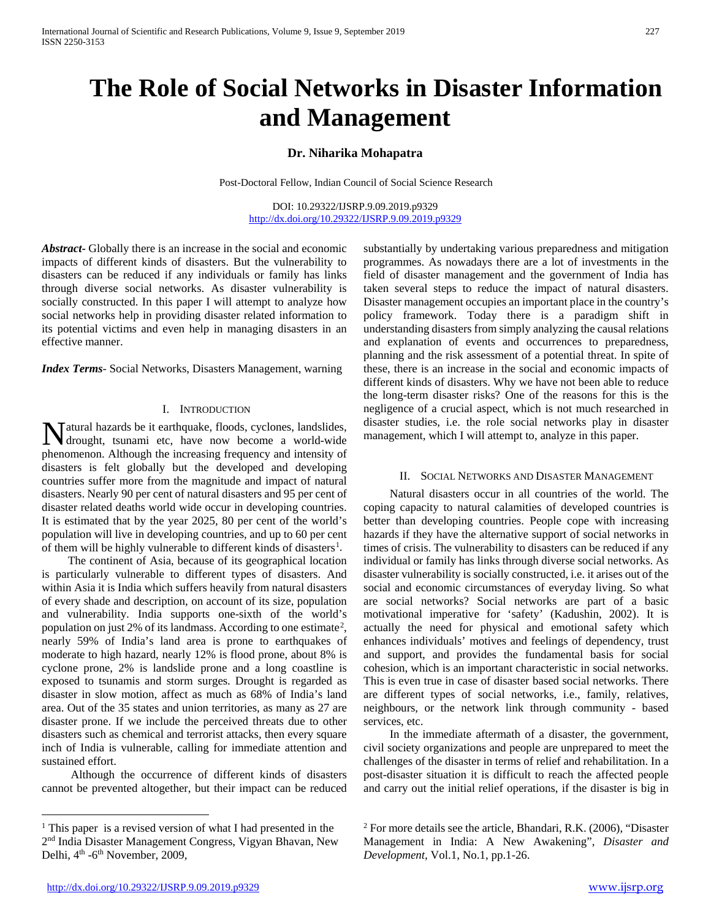# The Role of Social Networks in Disaster Information and Management

**Dr. Niharika Mohapatra**

Post-Doctoral Fellow, Indian Council of Social Science Research

DOI: 10.29322/IJSRP.9.09.2019.p9329
http://dx.doi.org/10.29322/IJSRP.9.09.2019.p9329

***Abstract*-** Globally there is an increase in the social and economic impacts of different kinds of disasters. But the vulnerability to disasters can be reduced if any individuals or family has links through diverse social networks. As disaster vulnerability is socially constructed. In this paper I will attempt to analyze how social networks help in providing disaster related information to its potential victims and even help in managing disasters in an effective manner.

***Index Terms*-** Social Networks, Disasters Management, warning

## I. Introduction

Natural hazards be it earthquake, floods, cyclones, landslides, drought, tsunami etc, have now become a world-wide phenomenon. Although the increasing frequency and intensity of disasters is felt globally but the developed and developing countries suffer more from the magnitude and impact of natural disasters. Nearly 90 per cent of natural disasters and 95 per cent of disaster related deaths world wide occur in developing countries. It is estimated that by the year 2025, 80 per cent of the world's population will live in developing countries, and up to 60 per cent of them will be highly vulnerable to different kinds of disasters[1].

The continent of Asia, because of its geographical location is particularly vulnerable to different types of disasters. And within Asia it is India which suffers heavily from natural disasters of every shade and description, on account of its size, population and vulnerability. India supports one-sixth of the world's population on just 2% of its landmass. According to one estimate[2], nearly 59% of India's land area is prone to earthquakes of moderate to high hazard, nearly 12% is flood prone, about 8% is cyclone prone, 2% is landslide prone and a long coastline is exposed to tsunamis and storm surges. Drought is regarded as disaster in slow motion, affect as much as 68% of India's land area. Out of the 35 states and union territories, as many as 27 are disaster prone. If we include the perceived threats due to other disasters such as chemical and terrorist attacks, then every square inch of India is vulnerable, calling for immediate attention and sustained effort.

Although the occurrence of different kinds of disasters cannot be prevented altogether, but their impact can be reduced substantially by undertaking various preparedness and mitigation programmes. As nowadays there are a lot of investments in the field of disaster management and the government of India has taken several steps to reduce the impact of natural disasters. Disaster management occupies an important place in the country's policy framework. Today there is a paradigm shift in understanding disasters from simply analyzing the causal relations and explanation of events and occurrences to preparedness, planning and the risk assessment of a potential threat. In spite of these, there is an increase in the social and economic impacts of different kinds of disasters. Why we have not been able to reduce the long-term disaster risks? One of the reasons for this is the negligence of a crucial aspect, which is not much researched in disaster studies, i.e. the role social networks play in disaster management, which I will attempt to, analyze in this paper.

## II. Social Networks and Disaster Management

Natural disasters occur in all countries of the world. The coping capacity to natural calamities of developed countries is better than developing countries. People cope with increasing hazards if they have the alternative support of social networks in times of crisis. The vulnerability to disasters can be reduced if any individual or family has links through diverse social networks. As disaster vulnerability is socially constructed, i.e. it arises out of the social and economic circumstances of everyday living. So what are social networks? Social networks are part of a basic motivational imperative for 'safety' (Kadushin, 2002). It is actually the need for physical and emotional safety which enhances individuals' motives and feelings of dependency, trust and support, and provides the fundamental basis for social cohesion, which is an important characteristic in social networks. This is even true in case of disaster based social networks. There are different types of social networks, i.e., family, relatives, neighbours, or the network link through community - based services, etc.

In the immediate aftermath of a disaster, the government, civil society organizations and people are unprepared to meet the challenges of the disaster in terms of relief and rehabilitation. In a post-disaster situation it is difficult to reach the affected people and carry out the initial relief operations, if the disaster is big in

---

[1] This paper is a revised version of what I had presented in the 2nd India Disaster Management Congress, Vigyan Bhavan, New Delhi, 4th -6th November, 2009,

[2] For more details see the article, Bhandari, R.K. (2006), "Disaster Management in India: A New Awakening", *Disaster and Development*, Vol.1, No.1, pp.1-26.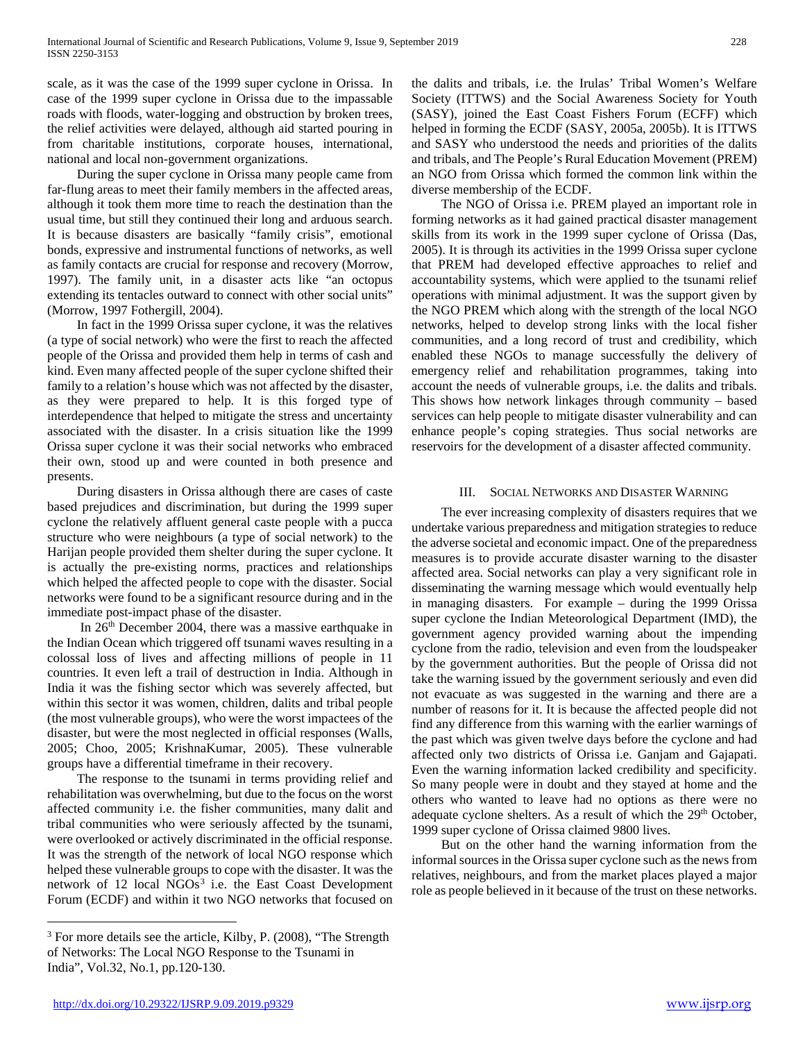scale, as it was the case of the 1999 super cyclone in Orissa. In case of the 1999 super cyclone in Orissa due to the impassable roads with floods, water-logging and obstruction by broken trees, the relief activities were delayed, although aid started pouring in from charitable institutions, corporate houses, international, national and local non-government organizations.

During the super cyclone in Orissa many people came from far-flung areas to meet their family members in the affected areas, although it took them more time to reach the destination than the usual time, but still they continued their long and arduous search. It is because disasters are basically "family crisis", emotional bonds, expressive and instrumental functions of networks, as well as family contacts are crucial for response and recovery (Morrow, 1997). The family unit, in a disaster acts like "an octopus extending its tentacles outward to connect with other social units" (Morrow, 1997 Fothergill, 2004).

In fact in the 1999 Orissa super cyclone, it was the relatives (a type of social network) who were the first to reach the affected people of the Orissa and provided them help in terms of cash and kind. Even many affected people of the super cyclone shifted their family to a relation's house which was not affected by the disaster, as they were prepared to help. It is this forged type of interdependence that helped to mitigate the stress and uncertainty associated with the disaster. In a crisis situation like the 1999 Orissa super cyclone it was their social networks who embraced their own, stood up and were counted in both presence and presents.

During disasters in Orissa although there are cases of caste based prejudices and discrimination, but during the 1999 super cyclone the relatively affluent general caste people with a pucca structure who were neighbours (a type of social network) to the Harijan people provided them shelter during the super cyclone. It is actually the pre-existing norms, practices and relationships which helped the affected people to cope with the disaster. Social networks were found to be a significant resource during and in the immediate post-impact phase of the disaster.

In 26th December 2004, there was a massive earthquake in the Indian Ocean which triggered off tsunami waves resulting in a colossal loss of lives and affecting millions of people in 11 countries. It even left a trail of destruction in India. Although in India it was the fishing sector which was severely affected, but within this sector it was women, children, dalits and tribal people (the most vulnerable groups), who were the worst impactees of the disaster, but were the most neglected in official responses (Walls, 2005; Choo, 2005; KrishnaKumar, 2005). These vulnerable groups have a differential timeframe in their recovery.

The response to the tsunami in terms providing relief and rehabilitation was overwhelming, but due to the focus on the worst affected community i.e. the fisher communities, many dalit and tribal communities who were seriously affected by the tsunami, were overlooked or actively discriminated in the official response. It was the strength of the network of local NGO response which helped these vulnerable groups to cope with the disaster. It was the network of 12 local NGOs[3] i.e. the East Coast Development Forum (ECDF) and within it two NGO networks that focused on the dalits and tribals, i.e. the Irulas' Tribal Women's Welfare Society (ITTWS) and the Social Awareness Society for Youth (SASY), joined the East Coast Fishers Forum (ECFF) which helped in forming the ECDF (SASY, 2005a, 2005b). It is ITTWS and SASY who understood the needs and priorities of the dalits and tribals, and The People's Rural Education Movement (PREM) an NGO from Orissa which formed the common link within the diverse membership of the ECDF.

The NGO of Orissa i.e. PREM played an important role in forming networks as it had gained practical disaster management skills from its work in the 1999 super cyclone of Orissa (Das, 2005). It is through its activities in the 1999 Orissa super cyclone that PREM had developed effective approaches to relief and accountability systems, which were applied to the tsunami relief operations with minimal adjustment. It was the support given by the NGO PREM which along with the strength of the local NGO networks, helped to develop strong links with the local fisher communities, and a long record of trust and credibility, which enabled these NGOs to manage successfully the delivery of emergency relief and rehabilitation programmes, taking into account the needs of vulnerable groups, i.e. the dalits and tribals. This shows how network linkages through community – based services can help people to mitigate disaster vulnerability and can enhance people's coping strategies. Thus social networks are reservoirs for the development of a disaster affected community.

## III. Social Networks and Disaster Warning

The ever increasing complexity of disasters requires that we undertake various preparedness and mitigation strategies to reduce the adverse societal and economic impact. One of the preparedness measures is to provide accurate disaster warning to the disaster affected area. Social networks can play a very significant role in disseminating the warning message which would eventually help in managing disasters. For example – during the 1999 Orissa super cyclone the Indian Meteorological Department (IMD), the government agency provided warning about the impending cyclone from the radio, television and even from the loudspeaker by the government authorities. But the people of Orissa did not take the warning issued by the government seriously and even did not evacuate as was suggested in the warning and there are a number of reasons for it. It is because the affected people did not find any difference from this warning with the earlier warnings of the past which was given twelve days before the cyclone and had affected only two districts of Orissa i.e. Ganjam and Gajapati. Even the warning information lacked credibility and specificity. So many people were in doubt and they stayed at home and the others who wanted to leave had no options as there were no adequate cyclone shelters. As a result of which the 29th October, 1999 super cyclone of Orissa claimed 9800 lives.

But on the other hand the warning information from the informal sources in the Orissa super cyclone such as the news from relatives, neighbours, and from the market places played a major role as people believed in it because of the trust on these networks.

---

[3] For more details see the article, Kilby, P. (2008), "The Strength of Networks: The Local NGO Response to the Tsunami in India", Vol.32, No.1, pp.120-130.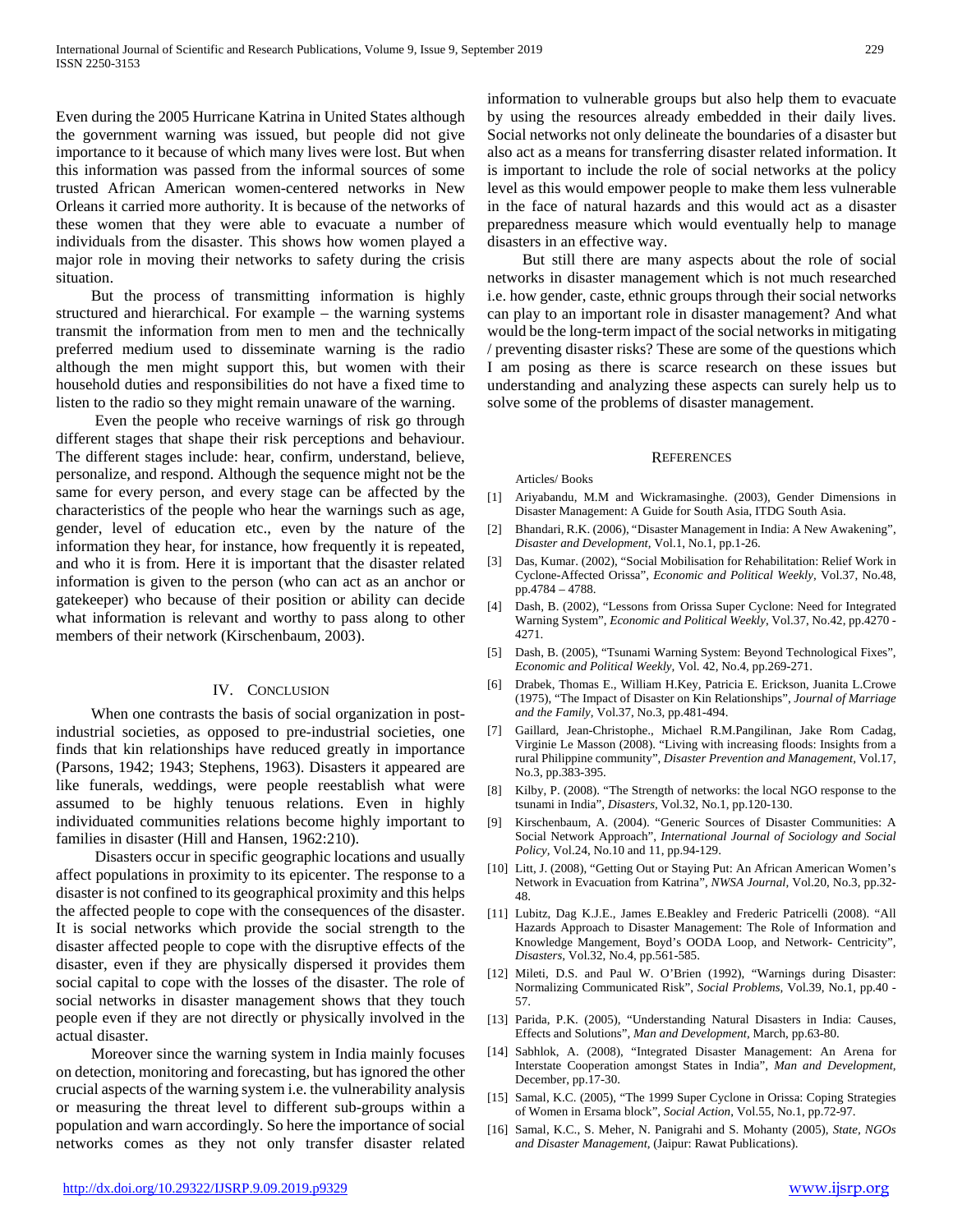Even during the 2005 Hurricane Katrina in United States although the government warning was issued, but people did not give importance to it because of which many lives were lost. But when this information was passed from the informal sources of some trusted African American women-centered networks in New Orleans it carried more authority. It is because of the networks of these women that they were able to evacuate a number of individuals from the disaster. This shows how women played a major role in moving their networks to safety during the crisis situation.

But the process of transmitting information is highly structured and hierarchical. For example – the warning systems transmit the information from men to men and the technically preferred medium used to disseminate warning is the radio although the men might support this, but women with their household duties and responsibilities do not have a fixed time to listen to the radio so they might remain unaware of the warning.

Even the people who receive warnings of risk go through different stages that shape their risk perceptions and behaviour. The different stages include: hear, confirm, understand, believe, personalize, and respond. Although the sequence might not be the same for every person, and every stage can be affected by the characteristics of the people who hear the warnings such as age, gender, level of education etc., even by the nature of the information they hear, for instance, how frequently it is repeated, and who it is from. Here it is important that the disaster related information is given to the person (who can act as an anchor or gatekeeper) who because of their position or ability can decide what information is relevant and worthy to pass along to other members of their network (Kirschenbaum, 2003).

## IV. Conclusion

When one contrasts the basis of social organization in post-industrial societies, as opposed to pre-industrial societies, one finds that kin relationships have reduced greatly in importance (Parsons, 1942; 1943; Stephens, 1963). Disasters it appeared are like funerals, weddings, were people reestablish what were assumed to be highly tenuous relations. Even in highly individuated communities relations become highly important to families in disaster (Hill and Hansen, 1962:210).

Disasters occur in specific geographic locations and usually affect populations in proximity to its epicenter. The response to a disaster is not confined to its geographical proximity and this helps the affected people to cope with the consequences of the disaster. It is social networks which provide the social strength to the disaster affected people to cope with the disruptive effects of the disaster, even if they are physically dispersed it provides them social capital to cope with the losses of the disaster. The role of social networks in disaster management shows that they touch people even if they are not directly or physically involved in the actual disaster.

Moreover since the warning system in India mainly focuses on detection, monitoring and forecasting, but has ignored the other crucial aspects of the warning system i.e. the vulnerability analysis or measuring the threat level to different sub-groups within a population and warn accordingly. So here the importance of social networks comes as they not only transfer disaster related information to vulnerable groups but also help them to evacuate by using the resources already embedded in their daily lives. Social networks not only delineate the boundaries of a disaster but also act as a means for transferring disaster related information. It is important to include the role of social networks at the policy level as this would empower people to make them less vulnerable in the face of natural hazards and this would act as a disaster preparedness measure which would eventually help to manage disasters in an effective way.

But still there are many aspects about the role of social networks in disaster management which is not much researched i.e. how gender, caste, ethnic groups through their social networks can play to an important role in disaster management? And what would be the long-term impact of the social networks in mitigating / preventing disaster risks? These are some of the questions which I am posing as there is scarce research on these issues but understanding and analyzing these aspects can surely help us to solve some of the problems of disaster management.

## References

Articles/ Books

[1] Ariyabandu, M.M and Wickramasinghe. (2003), Gender Dimensions in Disaster Management: A Guide for South Asia, ITDG South Asia.

[2] Bhandari, R.K. (2006), "Disaster Management in India: A New Awakening", *Disaster and Development,* Vol.1, No.1, pp.1-26.

[3] Das, Kumar. (2002), "Social Mobilisation for Rehabilitation: Relief Work in Cyclone-Affected Orissa", *Economic and Political Weekly,* Vol.37, No.48, pp.4784 – 4788.

[4] Dash, B. (2002), "Lessons from Orissa Super Cyclone: Need for Integrated Warning System", *Economic and Political Weekly,* Vol.37, No.42, pp.4270 - 4271.

[5] Dash, B. (2005), "Tsunami Warning System: Beyond Technological Fixes", *Economic and Political Weekly,* Vol. 42, No.4, pp.269-271.

[6] Drabek, Thomas E., William H.Key, Patricia E. Erickson, Juanita L.Crowe (1975), "The Impact of Disaster on Kin Relationships", *Journal of Marriage and the Family,* Vol.37, No.3, pp.481-494.

[7] Gaillard, Jean-Christophe., Michael R.M.Pangilinan, Jake Rom Cadag, Virginie Le Masson (2008). "Living with increasing floods: Insights from a rural Philippine community", *Disaster Prevention and Management,* Vol.17, No.3, pp.383-395.

[8] Kilby, P. (2008). "The Strength of networks: the local NGO response to the tsunami in India", *Disasters,* Vol.32, No.1, pp.120-130.

[9] Kirschenbaum, A. (2004). "Generic Sources of Disaster Communities: A Social Network Approach", *International Journal of Sociology and Social Policy,* Vol.24, No.10 and 11, pp.94-129.

[10] Litt, J. (2008), "Getting Out or Staying Put: An African American Women's Network in Evacuation from Katrina", *NWSA Journal,* Vol.20, No.3, pp.32-48.

[11] Lubitz, Dag K.J.E., James E.Beakley and Frederic Patricelli (2008). "All Hazards Approach to Disaster Management: The Role of Information and Knowledge Mangement, Boyd's OODA Loop, and Network- Centricity", *Disasters,* Vol.32, No.4, pp.561-585.

[12] Mileti, D.S. and Paul W. O'Brien (1992), "Warnings during Disaster: Normalizing Communicated Risk", *Social Problems,* Vol.39, No.1, pp.40 - 57.

[13] Parida, P.K. (2005), "Understanding Natural Disasters in India: Causes, Effects and Solutions", *Man and Development,* March, pp.63-80.

[14] Sabhlok, A. (2008), "Integrated Disaster Management: An Arena for Interstate Cooperation amongst States in India", *Man and Development,* December, pp.17-30.

[15] Samal, K.C. (2005), "The 1999 Super Cyclone in Orissa: Coping Strategies of Women in Ersama block", *Social Action,* Vol.55, No.1, pp.72-97.

[16] Samal, K.C., S. Meher, N. Panigrahi and S. Mohanty (2005), *State, NGOs and Disaster Management,* (Jaipur: Rawat Publications).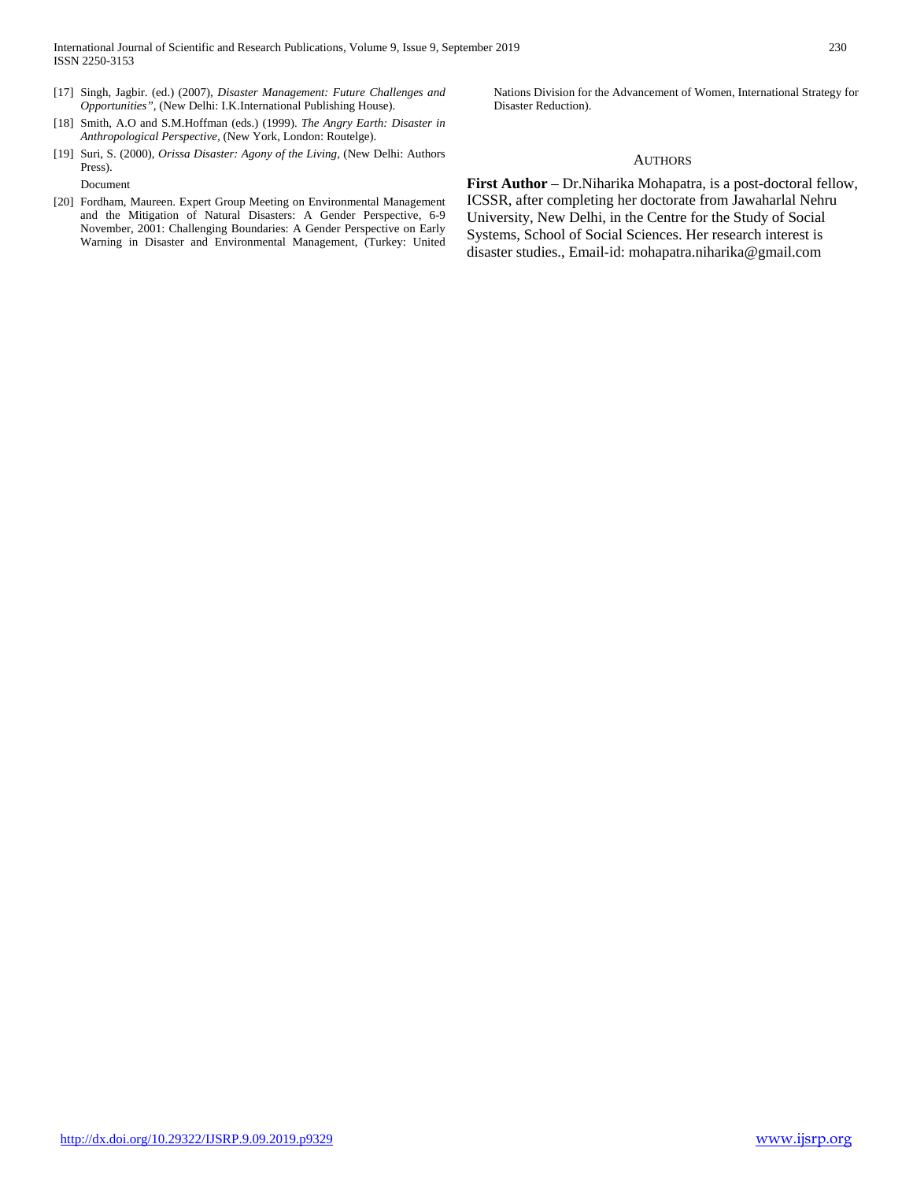[17] Singh, Jagbir. (ed.) (2007), *Disaster Management: Future Challenges and Opportunities",* (New Delhi: I.K.International Publishing House).

[18] Smith, A.O and S.M.Hoffman (eds.) (1999). *The Angry Earth: Disaster in Anthropological Perspective,* (New York, London: Routelge).

[19] Suri, S. (2000), *Orissa Disaster: Agony of the Living,* (New Delhi: Authors Press).

Document

[20] Fordham, Maureen. Expert Group Meeting on Environmental Management and the Mitigation of Natural Disasters: A Gender Perspective, 6-9 November, 2001: Challenging Boundaries: A Gender Perspective on Early Warning in Disaster and Environmental Management, (Turkey: United Nations Division for the Advancement of Women, International Strategy for Disaster Reduction).

## AUTHORS

**First Author** – Dr.Niharika Mohapatra, is a post-doctoral fellow, ICSSR, after completing her doctorate from Jawaharlal Nehru University, New Delhi, in the Centre for the Study of Social Systems, School of Social Sciences. Her research interest is disaster studies., Email-id: mohapatra.niharika@gmail.com